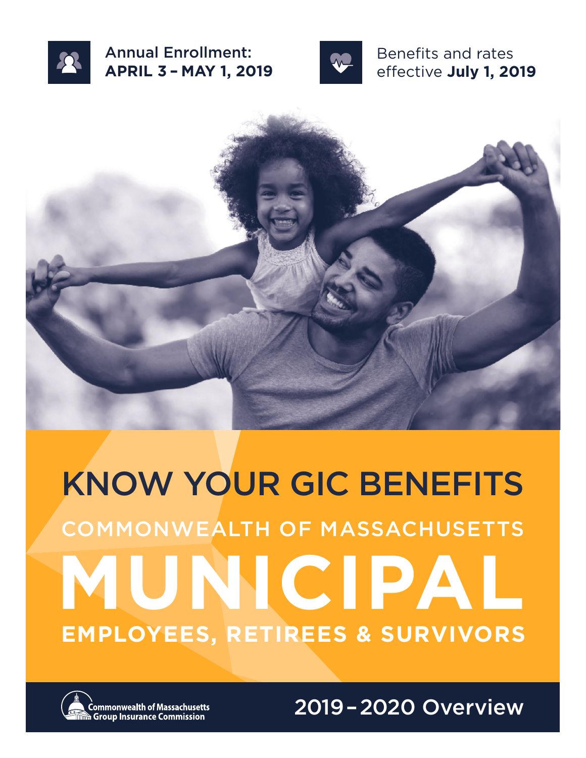**Annual Enrollment:**
**APRIL 3 – MAY 1, 2019**

Benefits and rates effective **July 1, 2019**

# KNOW YOUR GIC BENEFITS

## COMMONWEALTH OF MASSACHUSETTS

# MUNICIPAL

## EMPLOYEES, RETIREES & SURVIVORS

Commonwealth of Massachusetts Group Insurance Commission

2019 – 2020 Overview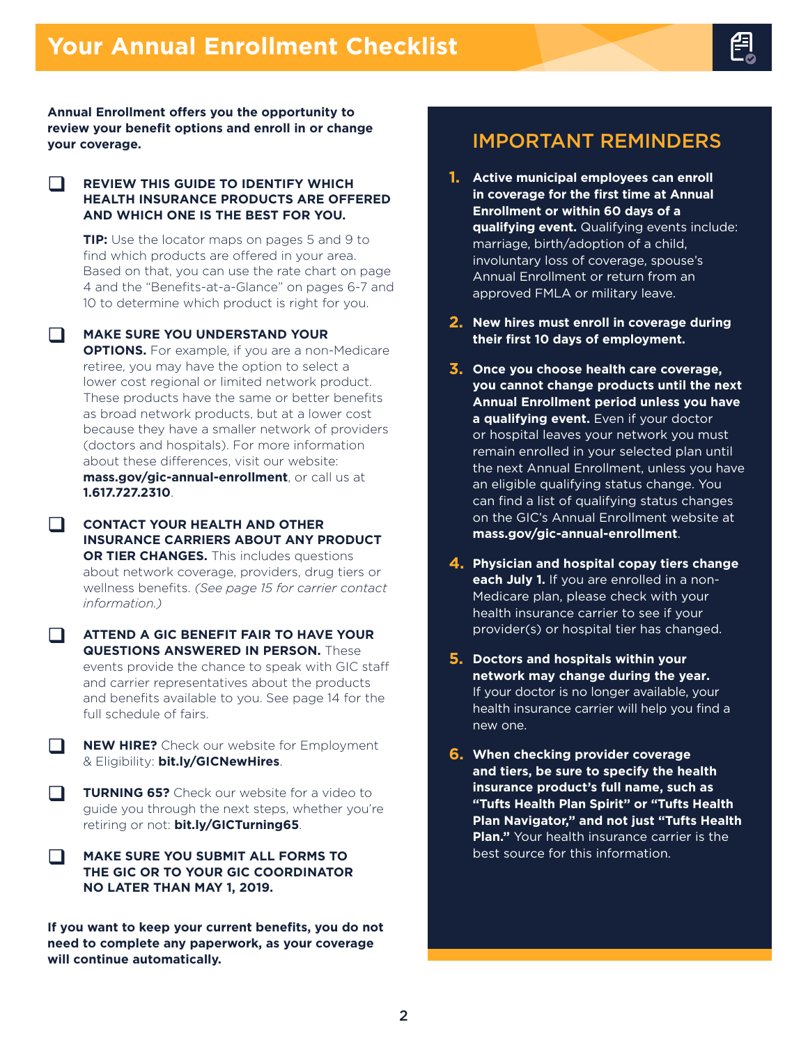# Your Annual Enrollment Checklist

**Annual Enrollment offers you the opportunity to review your benefit options and enroll in or change your coverage.**

- [ ] **REVIEW THIS GUIDE TO IDENTIFY WHICH HEALTH INSURANCE PRODUCTS ARE OFFERED AND WHICH ONE IS THE BEST FOR YOU.**

  **TIP:** Use the locator maps on pages 5 and 9 to find which products are offered in your area. Based on that, you can use the rate chart on page 4 and the "Benefits-at-a-Glance" on pages 6-7 and 10 to determine which product is right for you.

- [ ] **MAKE SURE YOU UNDERSTAND YOUR OPTIONS.** For example, if you are a non-Medicare retiree, you may have the option to select a lower cost regional or limited network product. These products have the same or better benefits as broad network products, but at a lower cost because they have a smaller network of providers (doctors and hospitals). For more information about these differences, visit our website: **mass.gov/gic-annual-enrollment**, or call us at **1.617.727.2310**.

- [ ] **CONTACT YOUR HEALTH AND OTHER INSURANCE CARRIERS ABOUT ANY PRODUCT OR TIER CHANGES.** This includes questions about network coverage, providers, drug tiers or wellness benefits. *(See page 15 for carrier contact information.)*

- [ ] **ATTEND A GIC BENEFIT FAIR TO HAVE YOUR QUESTIONS ANSWERED IN PERSON.** These events provide the chance to speak with GIC staff and carrier representatives about the products and benefits available to you. See page 14 for the full schedule of fairs.

- [ ] **NEW HIRE?** Check our website for Employment & Eligibility: **bit.ly/GICNewHires**.

- [ ] **TURNING 65?** Check our website for a video to guide you through the next steps, whether you're retiring or not: **bit.ly/GICTurning65**.

- [ ] **MAKE SURE YOU SUBMIT ALL FORMS TO THE GIC OR TO YOUR GIC COORDINATOR NO LATER THAN MAY 1, 2019.**

**If you want to keep your current benefits, you do not need to complete any paperwork, as your coverage will continue automatically.**

## IMPORTANT REMINDERS

1. **Active municipal employees can enroll in coverage for the first time at Annual Enrollment or within 60 days of a qualifying event.** Qualifying events include: marriage, birth/adoption of a child, involuntary loss of coverage, spouse's Annual Enrollment or return from an approved FMLA or military leave.

2. **New hires must enroll in coverage during their first 10 days of employment.**

3. **Once you choose health care coverage, you cannot change products until the next Annual Enrollment period unless you have a qualifying event.** Even if your doctor or hospital leaves your network you must remain enrolled in your selected plan until the next Annual Enrollment, unless you have an eligible qualifying status change. You can find a list of qualifying status changes on the GIC's Annual Enrollment website at **mass.gov/gic-annual-enrollment**.

4. **Physician and hospital copay tiers change each July 1.** If you are enrolled in a non-Medicare plan, please check with your health insurance carrier to see if your provider(s) or hospital tier has changed.

5. **Doctors and hospitals within your network may change during the year.** If your doctor is no longer available, your health insurance carrier will help you find a new one.

6. **When checking provider coverage and tiers, be sure to specify the health insurance product's full name, such as "Tufts Health Plan Spirit" or "Tufts Health Plan Navigator," and not just "Tufts Health Plan."** Your health insurance carrier is the best source for this information.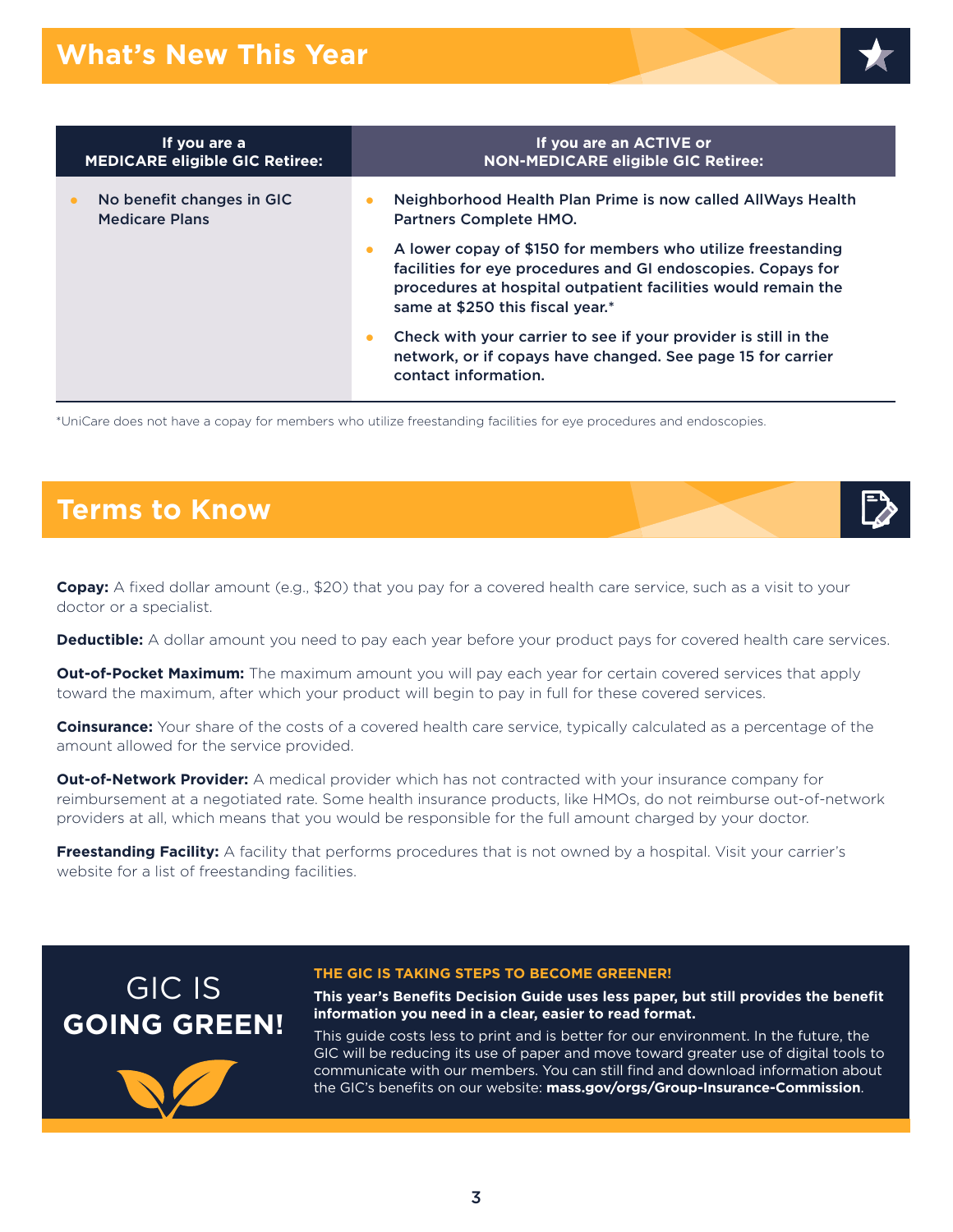## What's New This Year

| If you are a MEDICARE eligible GIC Retiree: | If you are an ACTIVE or NON-MEDICARE eligible GIC Retiree: |
|---|---|
| • No benefit changes in GIC Medicare Plans | • Neighborhood Health Plan Prime is now called AllWays Health Partners Complete HMO.<br>• A lower copay of $150 for members who utilize freestanding facilities for eye procedures and GI endoscopies. Copays for procedures at hospital outpatient facilities would remain the same at $250 this fiscal year.*<br>• Check with your carrier to see if your provider is still in the network, or if copays have changed. See page 15 for carrier contact information. |

*UniCare does not have a copay for members who utilize freestanding facilities for eye procedures and endoscopies.

## Terms to Know

**Copay:** A fixed dollar amount (e.g., $20) that you pay for a covered health care service, such as a visit to your doctor or a specialist.

**Deductible:** A dollar amount you need to pay each year before your product pays for covered health care services.

**Out-of-Pocket Maximum:** The maximum amount you will pay each year for certain covered services that apply toward the maximum, after which your product will begin to pay in full for these covered services.

**Coinsurance:** Your share of the costs of a covered health care service, typically calculated as a percentage of the amount allowed for the service provided.

**Out-of-Network Provider:** A medical provider which has not contracted with your insurance company for reimbursement at a negotiated rate. Some health insurance products, like HMOs, do not reimburse out-of-network providers at all, which means that you would be responsible for the full amount charged by your doctor.

**Freestanding Facility:** A facility that performs procedures that is not owned by a hospital. Visit your carrier's website for a list of freestanding facilities.

## GIC IS **GOING GREEN!**

**THE GIC IS TAKING STEPS TO BECOME GREENER!**

**This year's Benefits Decision Guide uses less paper, but still provides the benefit information you need in a clear, easier to read format.**

This guide costs less to print and is better for our environment. In the future, the GIC will be reducing its use of paper and move toward greater use of digital tools to communicate with our members. You can still find and download information about the GIC's benefits on our website: **mass.gov/orgs/Group-Insurance-Commission**.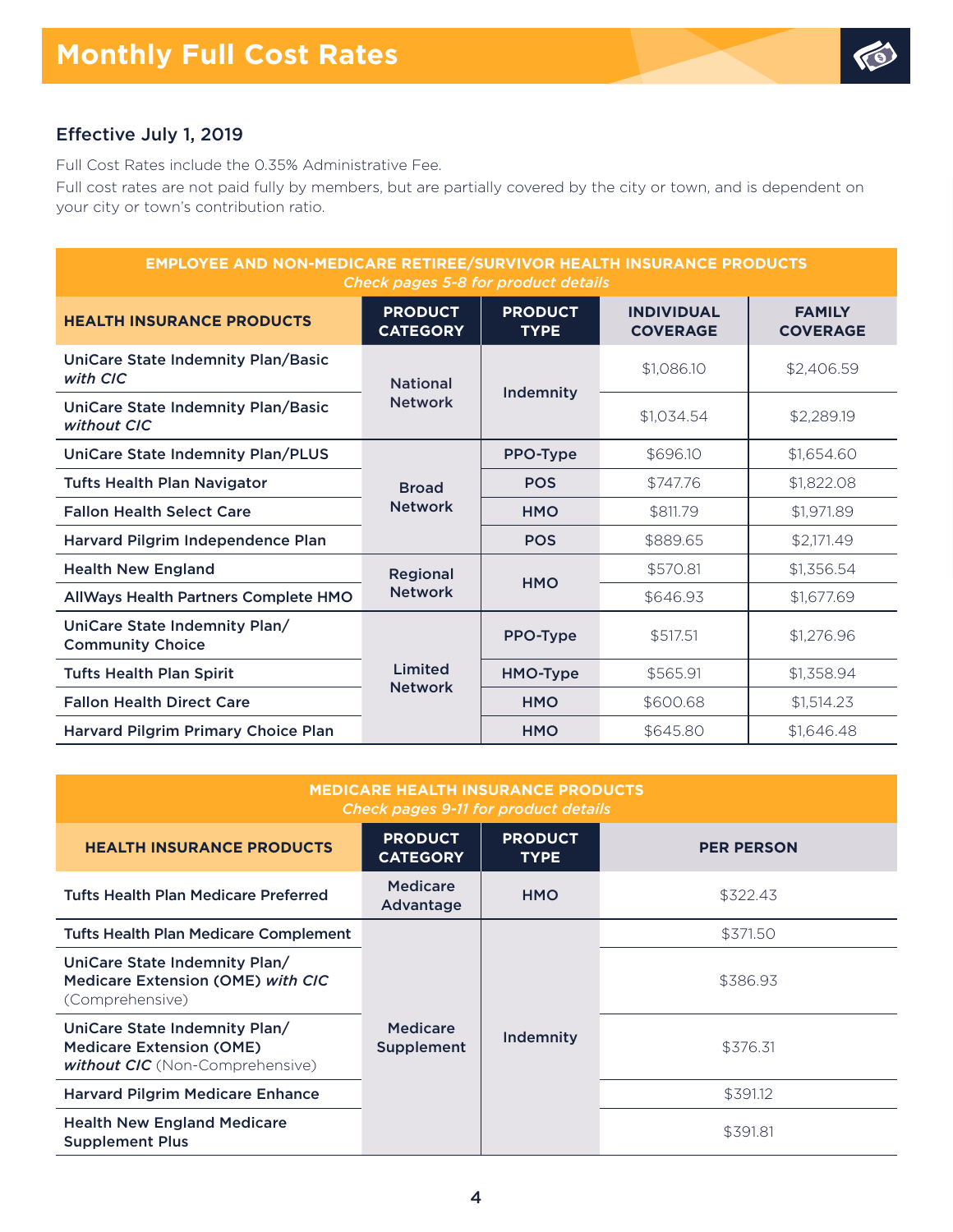# Monthly Full Cost Rates

### Effective July 1, 2019

Full Cost Rates include the 0.35% Administrative Fee.

Full cost rates are not paid fully by members, but are partially covered by the city or town, and is dependent on your city or town's contribution ratio.

| EMPLOYEE AND NON-MEDICARE RETIREE/SURVIVOR HEALTH INSURANCE PRODUCTS *Check pages 5-8 for product details* | | | | |
|---|---|---|---|---|
| **HEALTH INSURANCE PRODUCTS** | **PRODUCT CATEGORY** | **PRODUCT TYPE** | **INDIVIDUAL COVERAGE** | **FAMILY COVERAGE** |
| **UniCare State Indemnity Plan/Basic *with CIC*** | National Network | Indemnity | $1,086.10 | $2,406.59 |
| **UniCare State Indemnity Plan/Basic *without CIC*** | National Network | Indemnity | $1,034.54 | $2,289.19 |
| **UniCare State Indemnity Plan/PLUS** | Broad Network | PPO-Type | $696.10 | $1,654.60 |
| **Tufts Health Plan Navigator** | Broad Network | POS | $747.76 | $1,822.08 |
| **Fallon Health Select Care** | Broad Network | HMO | $811.79 | $1,971.89 |
| **Harvard Pilgrim Independence Plan** | Broad Network | POS | $889.65 | $2,171.49 |
| **Health New England** | Regional Network | HMO | $570.81 | $1,356.54 |
| **AllWays Health Partners Complete HMO** | Regional Network | HMO | $646.93 | $1,677.69 |
| **UniCare State Indemnity Plan/ Community Choice** | Limited Network | PPO-Type | $517.51 | $1,276.96 |
| **Tufts Health Plan Spirit** | Limited Network | HMO-Type | $565.91 | $1,358.94 |
| **Fallon Health Direct Care** | Limited Network | HMO | $600.68 | $1,514.23 |
| **Harvard Pilgrim Primary Choice Plan** | Limited Network | HMO | $645.80 | $1,646.48 |

| MEDICARE HEALTH INSURANCE PRODUCTS *Check pages 9-11 for product details* | | | |
|---|---|---|---|
| **HEALTH INSURANCE PRODUCTS** | **PRODUCT CATEGORY** | **PRODUCT TYPE** | **PER PERSON** |
| **Tufts Health Plan Medicare Preferred** | Medicare Advantage | HMO | $322.43 |
| **Tufts Health Plan Medicare Complement** | Medicare Supplement | Indemnity | $371.50 |
| **UniCare State Indemnity Plan/ Medicare Extension (OME) *with CIC*** (Comprehensive) | Medicare Supplement | Indemnity | $386.93 |
| **UniCare State Indemnity Plan/ Medicare Extension (OME) *without CIC*** (Non-Comprehensive) | Medicare Supplement | Indemnity | $376.31 |
| **Harvard Pilgrim Medicare Enhance** | Medicare Supplement | Indemnity | $391.12 |
| **Health New England Medicare Supplement Plus** | Medicare Supplement | Indemnity | $391.81 |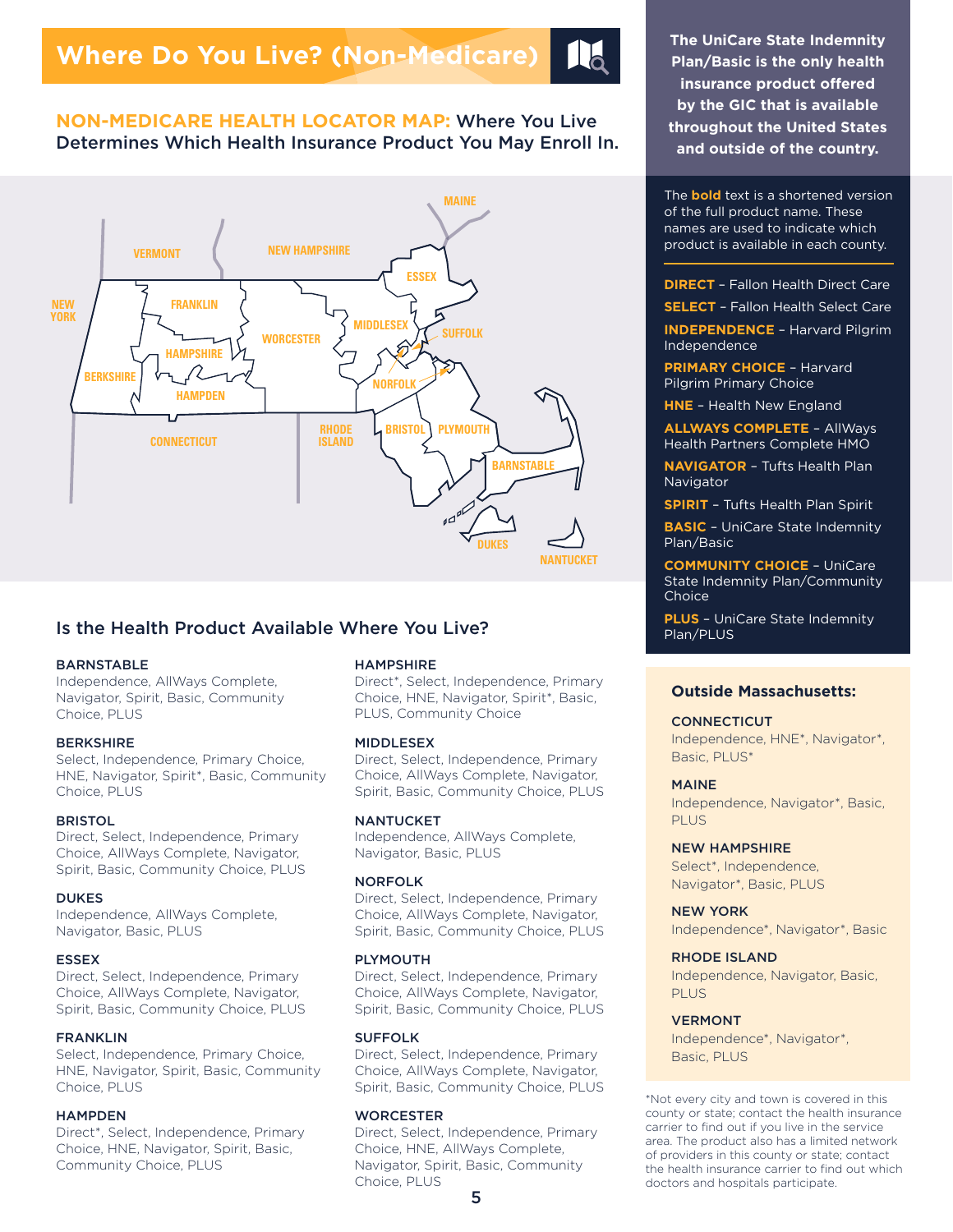# Where Do You Live? (Non-Medicare)

**NON-MEDICARE HEALTH LOCATOR MAP:** Where You Live Determines Which Health Insurance Product You May Enroll In.

MAINE, VERMONT, NEW HAMPSHIRE, ESSEX, NEW YORK, FRANKLIN, MIDDLESEX, SUFFOLK, WORCESTER, HAMPSHIRE, BERKSHIRE, NORFOLK, HAMPDEN, CONNECTICUT, RHODE ISLAND, BRISTOL, PLYMOUTH, BARNSTABLE, DUKES, NANTUCKET

**The UniCare State Indemnity Plan/Basic is the only health insurance product offered by the GIC that is available throughout the United States and outside of the country.**

The **bold** text is a shortened version of the full product name. These names are used to indicate which product is available in each county.

- **DIRECT** – Fallon Health Direct Care
- **SELECT** – Fallon Health Select Care
- **INDEPENDENCE** – Harvard Pilgrim Independence
- **PRIMARY CHOICE** – Harvard Pilgrim Primary Choice
- **HNE** – Health New England
- **ALLWAYS COMPLETE** – AllWays Health Partners Complete HMO
- **NAVIGATOR** – Tufts Health Plan Navigator
- **SPIRIT** – Tufts Health Plan Spirit
- **BASIC** – UniCare State Indemnity Plan/Basic
- **COMMUNITY CHOICE** – UniCare State Indemnity Plan/Community Choice
- **PLUS** – UniCare State Indemnity Plan/PLUS

## Is the Health Product Available Where You Live?

**BARNSTABLE**
Independence, AllWays Complete, Navigator, Spirit, Basic, Community Choice, PLUS

**BERKSHIRE**
Select, Independence, Primary Choice, HNE, Navigator, Spirit*, Basic, Community Choice, PLUS

**BRISTOL**
Direct, Select, Independence, Primary Choice, AllWays Complete, Navigator, Spirit, Basic, Community Choice, PLUS

**DUKES**
Independence, AllWays Complete, Navigator, Basic, PLUS

**ESSEX**
Direct, Select, Independence, Primary Choice, AllWays Complete, Navigator, Spirit, Basic, Community Choice, PLUS

**FRANKLIN**
Select, Independence, Primary Choice, HNE, Navigator, Spirit, Basic, Community Choice, PLUS

**HAMPDEN**
Direct*, Select, Independence, Primary Choice, HNE, Navigator, Spirit, Basic, Community Choice, PLUS

**HAMPSHIRE**
Direct*, Select, Independence, Primary Choice, HNE, Navigator, Spirit*, Basic, PLUS, Community Choice

**MIDDLESEX**
Direct, Select, Independence, Primary Choice, AllWays Complete, Navigator, Spirit, Basic, Community Choice, PLUS

**NANTUCKET**
Independence, AllWays Complete, Navigator, Basic, PLUS

**NORFOLK**
Direct, Select, Independence, Primary Choice, AllWays Complete, Navigator, Spirit, Basic, Community Choice, PLUS

**PLYMOUTH**
Direct, Select, Independence, Primary Choice, AllWays Complete, Navigator, Spirit, Basic, Community Choice, PLUS

**SUFFOLK**
Direct, Select, Independence, Primary Choice, AllWays Complete, Navigator, Spirit, Basic, Community Choice, PLUS

**WORCESTER**
Direct, Select, Independence, Primary Choice, HNE, AllWays Complete, Navigator, Spirit, Basic, Community Choice, PLUS

### Outside Massachusetts:

**CONNECTICUT**
Independence, HNE*, Navigator*, Basic, PLUS*

**MAINE**
Independence, Navigator*, Basic, PLUS

**NEW HAMPSHIRE**
Select*, Independence, Navigator*, Basic, PLUS

**NEW YORK**
Independence*, Navigator*, Basic

**RHODE ISLAND**
Independence, Navigator, Basic, PLUS

**VERMONT**
Independence*, Navigator*, Basic, PLUS

*Not every city and town is covered in this county or state; contact the health insurance carrier to find out if you live in the service area. The product also has a limited network of providers in this county or state; contact the health insurance carrier to find out which doctors and hospitals participate.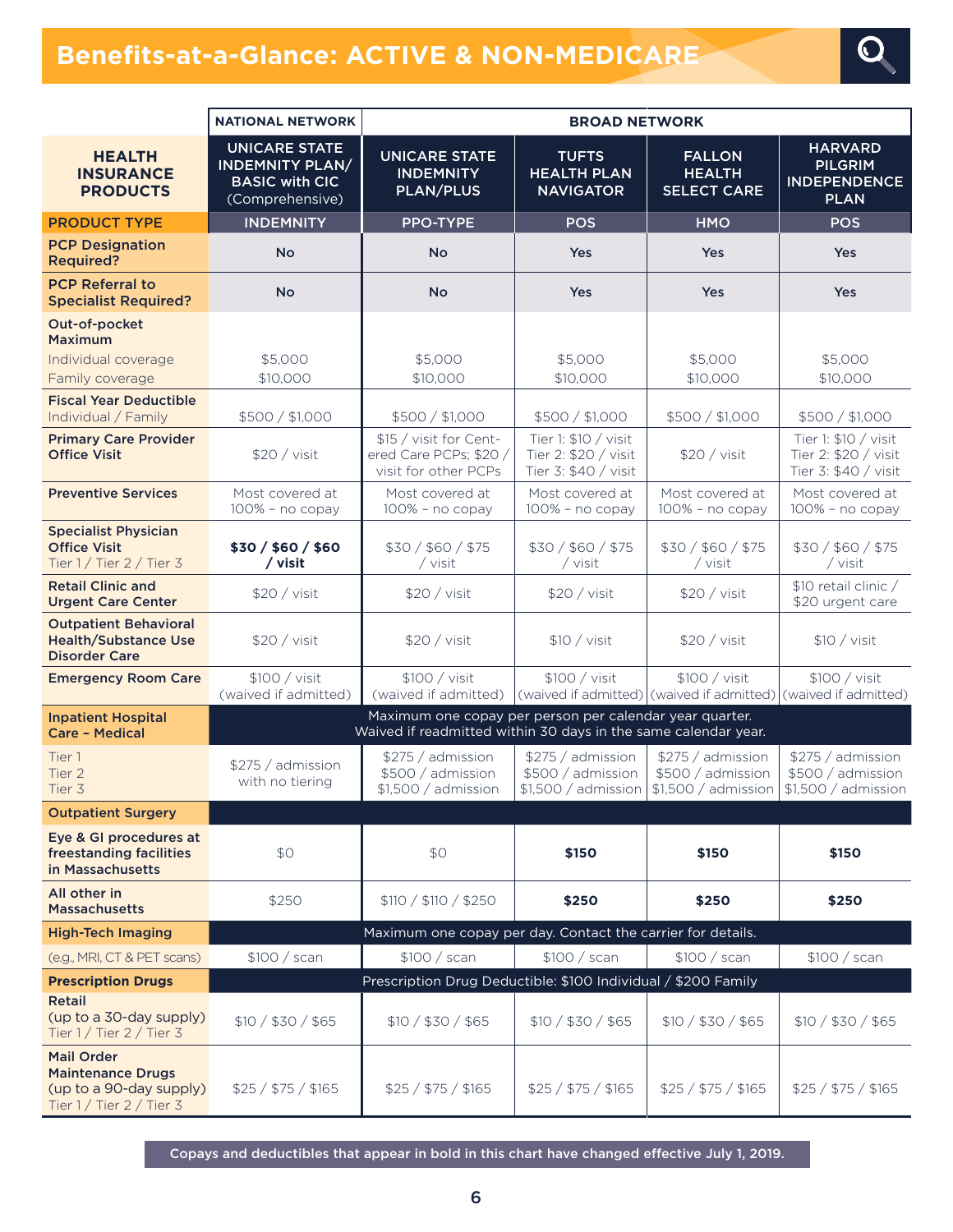# Benefits-at-a-Glance: ACTIVE & NON-MEDICARE

| | NATIONAL NETWORK | BROAD NETWORK | | | |
|---|---|---|---|---|---|
| **HEALTH INSURANCE PRODUCTS** | **UNICARE STATE INDEMNITY PLAN/ BASIC with CIC** (Comprehensive) | **UNICARE STATE INDEMNITY PLAN/PLUS** | **TUFTS HEALTH PLAN NAVIGATOR** | **FALLON HEALTH SELECT CARE** | **HARVARD PILGRIM INDEPENDENCE PLAN** |
| **PRODUCT TYPE** | INDEMNITY | PPO-TYPE | POS | HMO | POS |
| **PCP Designation Required?** | No | No | Yes | Yes | Yes |
| **PCP Referral to Specialist Required?** | No | No | Yes | Yes | Yes |
| **Out-of-pocket Maximum** Individual coverage / Family coverage | $5,000 / $10,000 | $5,000 / $10,000 | $5,000 / $10,000 | $5,000 / $10,000 | $5,000 / $10,000 |
| **Fiscal Year Deductible** Individual / Family | $500 / $1,000 | $500 / $1,000 | $500 / $1,000 | $500 / $1,000 | $500 / $1,000 |
| **Primary Care Provider Office Visit** | $20 / visit | $15 / visit for Centered Care PCPs; $20 / visit for other PCPs | Tier 1: $10 / visit Tier 2: $20 / visit Tier 3: $40 / visit | $20 / visit | Tier 1: $10 / visit Tier 2: $20 / visit Tier 3: $40 / visit |
| **Preventive Services** | Most covered at 100% – no copay | Most covered at 100% – no copay | Most covered at 100% – no copay | Most covered at 100% – no copay | Most covered at 100% – no copay |
| **Specialist Physician Office Visit** Tier 1 / Tier 2 / Tier 3 | **$30 / $60 / $60 / visit** | $30 / $60 / $75 / visit | $30 / $60 / $75 / visit | $30 / $60 / $75 / visit | $30 / $60 / $75 / visit |
| **Retail Clinic and Urgent Care Center** | $20 / visit | $20 / visit | $20 / visit | $20 / visit | $10 retail clinic / $20 urgent care |
| **Outpatient Behavioral Health/Substance Use Disorder Care** | $20 / visit | $20 / visit | $10 / visit | $20 / visit | $10 / visit |
| **Emergency Room Care** | $100 / visit (waived if admitted) | $100 / visit (waived if admitted) | $100 / visit (waived if admitted) | $100 / visit (waived if admitted) | $100 / visit (waived if admitted) |
| **Inpatient Hospital Care – Medical** | Maximum one copay per person per calendar year quarter. Waived if readmitted within 30 days in the same calendar year. | | | | |
| Tier 1 / Tier 2 / Tier 3 | $275 / admission with no tiering | $275 / admission $500 / admission $1,500 / admission | $275 / admission $500 / admission $1,500 / admission | $275 / admission $500 / admission $1,500 / admission | $275 / admission $500 / admission $1,500 / admission |
| **Outpatient Surgery** | | | | | |
| **Eye & GI procedures at freestanding facilities in Massachusetts** | $0 | $0 | **$150** | **$150** | **$150** |
| **All other in Massachusetts** | $250 | $110 / $110 / $250 | **$250** | **$250** | **$250** |
| **High-Tech Imaging** | Maximum one copay per day. Contact the carrier for details. | | | | |
| (e.g., MRI, CT & PET scans) | $100 / scan | $100 / scan | $100 / scan | $100 / scan | $100 / scan |
| **Prescription Drugs** | Prescription Drug Deductible: $100 Individual / $200 Family | | | | |
| **Retail** (up to a 30-day supply) Tier 1 / Tier 2 / Tier 3 | $10 / $30 / $65 | $10 / $30 / $65 | $10 / $30 / $65 | $10 / $30 / $65 | $10 / $30 / $65 |
| **Mail Order Maintenance Drugs** (up to a 90-day supply) Tier 1 / Tier 2 / Tier 3 | $25 / $75 / $165 | $25 / $75 / $165 | $25 / $75 / $165 | $25 / $75 / $165 | $25 / $75 / $165 |

**Copays and deductibles that appear in bold in this chart have changed effective July 1, 2019.**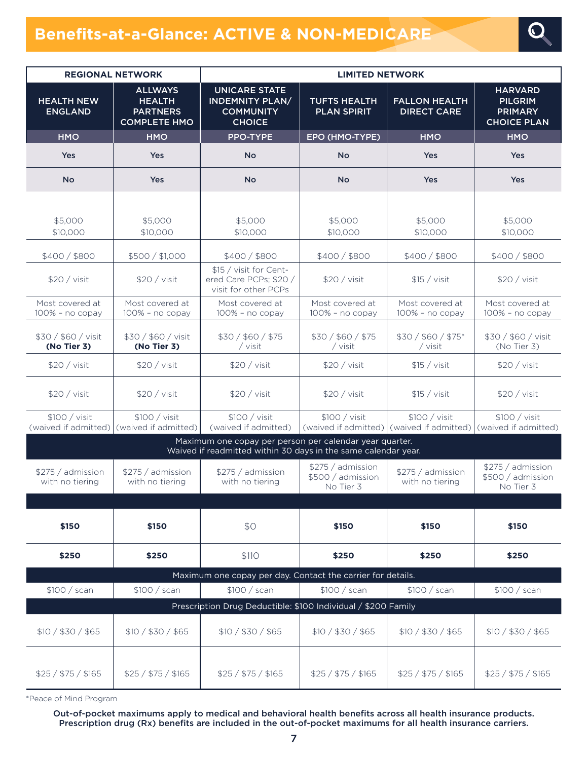# Benefits-at-a-Glance: ACTIVE & NON-MEDICARE

| REGIONAL NETWORK | | LIMITED NETWORK | | | |
|---|---|---|---|---|---|
| **HEALTH NEW ENGLAND** | **ALLWAYS HEALTH PARTNERS COMPLETE HMO** | **UNICARE STATE INDEMNITY PLAN/ COMMUNITY CHOICE** | **TUFTS HEALTH PLAN SPIRIT** | **FALLON HEALTH DIRECT CARE** | **HARVARD PILGRIM PRIMARY CHOICE PLAN** |
| **HMO** | **HMO** | **PPO-TYPE** | **EPO (HMO-TYPE)** | **HMO** | **HMO** |
| Yes | Yes | No | No | Yes | Yes |
| No | Yes | No | No | Yes | Yes |
| $5,000<br>$10,000 | $5,000<br>$10,000 | $5,000<br>$10,000 | $5,000<br>$10,000 | $5,000<br>$10,000 | $5,000<br>$10,000 |
| $400 / $800 | $500 / $1,000 | $400 / $800 | $400 / $800 | $400 / $800 | $400 / $800 |
| $20 / visit | $20 / visit | $15 / visit for Centered Care PCPs; $20 / visit for other PCPs | $20 / visit | $15 / visit | $20 / visit |
| Most covered at 100% – no copay | Most covered at 100% – no copay | Most covered at 100% – no copay | Most covered at 100% – no copay | Most covered at 100% – no copay | Most covered at 100% – no copay |
| $30 / $60 / visit **(No Tier 3)** | $30 / $60 / visit **(No Tier 3)** | $30 / $60 / $75 / visit | $30 / $60 / $75 / visit | $30 / $60 / $75* / visit | $30 / $60 / visit (No Tier 3) |
| $20 / visit | $20 / visit | $20 / visit | $20 / visit | $15 / visit | $20 / visit |
| $20 / visit | $20 / visit | $20 / visit | $20 / visit | $15 / visit | $20 / visit |
| $100 / visit (waived if admitted) | $100 / visit (waived if admitted) | $100 / visit (waived if admitted) | $100 / visit (waived if admitted) | $100 / visit (waived if admitted) | $100 / visit (waived if admitted) |
| Maximum one copay per person per calendar year quarter. Waived if readmitted within 30 days in the same calendar year. | | | | | |
| $275 / admission with no tiering | $275 / admission with no tiering | $275 / admission with no tiering | $275 / admission $500 / admission No Tier 3 | $275 / admission with no tiering | $275 / admission $500 / admission No Tier 3 |
| | | | | | |
| **$150** | **$150** | $0 | **$150** | **$150** | **$150** |
| **$250** | **$250** | $110 | **$250** | **$250** | **$250** |
| Maximum one copay per day. Contact the carrier for details. | | | | | |
| $100 / scan | $100 / scan | $100 / scan | $100 / scan | $100 / scan | $100 / scan |
| Prescription Drug Deductible: $100 Individual / $200 Family | | | | | |
| $10 / $30 / $65 | $10 / $30 / $65 | $10 / $30 / $65 | $10 / $30 / $65 | $10 / $30 / $65 | $10 / $30 / $65 |
| $25 / $75 / $165 | $25 / $75 / $165 | $25 / $75 / $165 | $25 / $75 / $165 | $25 / $75 / $165 | $25 / $75 / $165 |

*Peace of Mind Program

**Out-of-pocket maximums apply to medical and behavioral health benefits across all health insurance products. Prescription drug (Rx) benefits are included in the out-of-pocket maximums for all health insurance carriers.**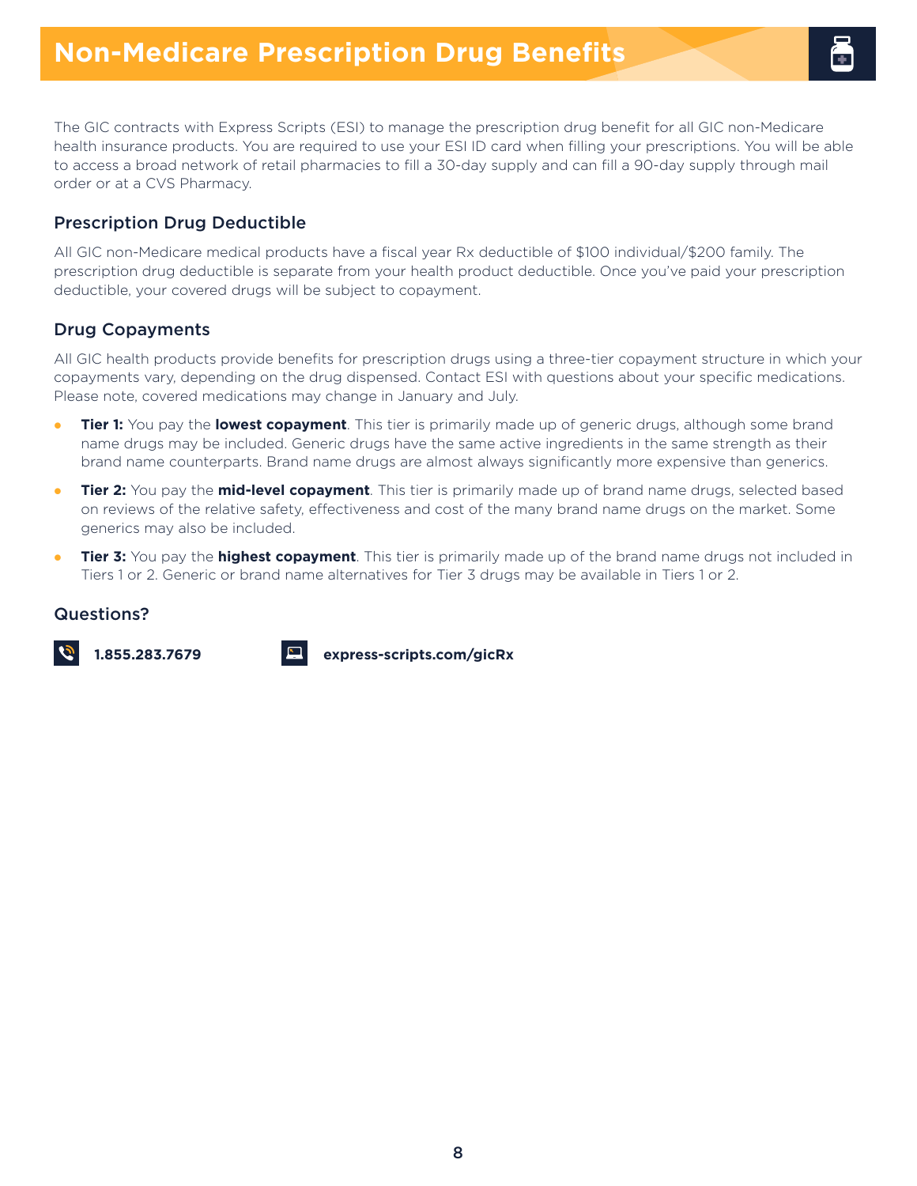# Non-Medicare Prescription Drug Benefits

The GIC contracts with Express Scripts (ESI) to manage the prescription drug benefit for all GIC non-Medicare health insurance products. You are required to use your ESI ID card when filling your prescriptions. You will be able to access a broad network of retail pharmacies to fill a 30-day supply and can fill a 90-day supply through mail order or at a CVS Pharmacy.

## Prescription Drug Deductible

All GIC non-Medicare medical products have a fiscal year Rx deductible of $100 individual/$200 family. The prescription drug deductible is separate from your health product deductible. Once you've paid your prescription deductible, your covered drugs will be subject to copayment.

## Drug Copayments

All GIC health products provide benefits for prescription drugs using a three-tier copayment structure in which your copayments vary, depending on the drug dispensed. Contact ESI with questions about your specific medications. Please note, covered medications may change in January and July.

- **Tier 1:** You pay the **lowest copayment**. This tier is primarily made up of generic drugs, although some brand name drugs may be included. Generic drugs have the same active ingredients in the same strength as their brand name counterparts. Brand name drugs are almost always significantly more expensive than generics.
- **Tier 2:** You pay the **mid-level copayment**. This tier is primarily made up of brand name drugs, selected based on reviews of the relative safety, effectiveness and cost of the many brand name drugs on the market. Some generics may also be included.
- **Tier 3:** You pay the **highest copayment**. This tier is primarily made up of the brand name drugs not included in Tiers 1 or 2. Generic or brand name alternatives for Tier 3 drugs may be available in Tiers 1 or 2.

## Questions?

**1.855.283.7679**

**express-scripts.com/gicRx**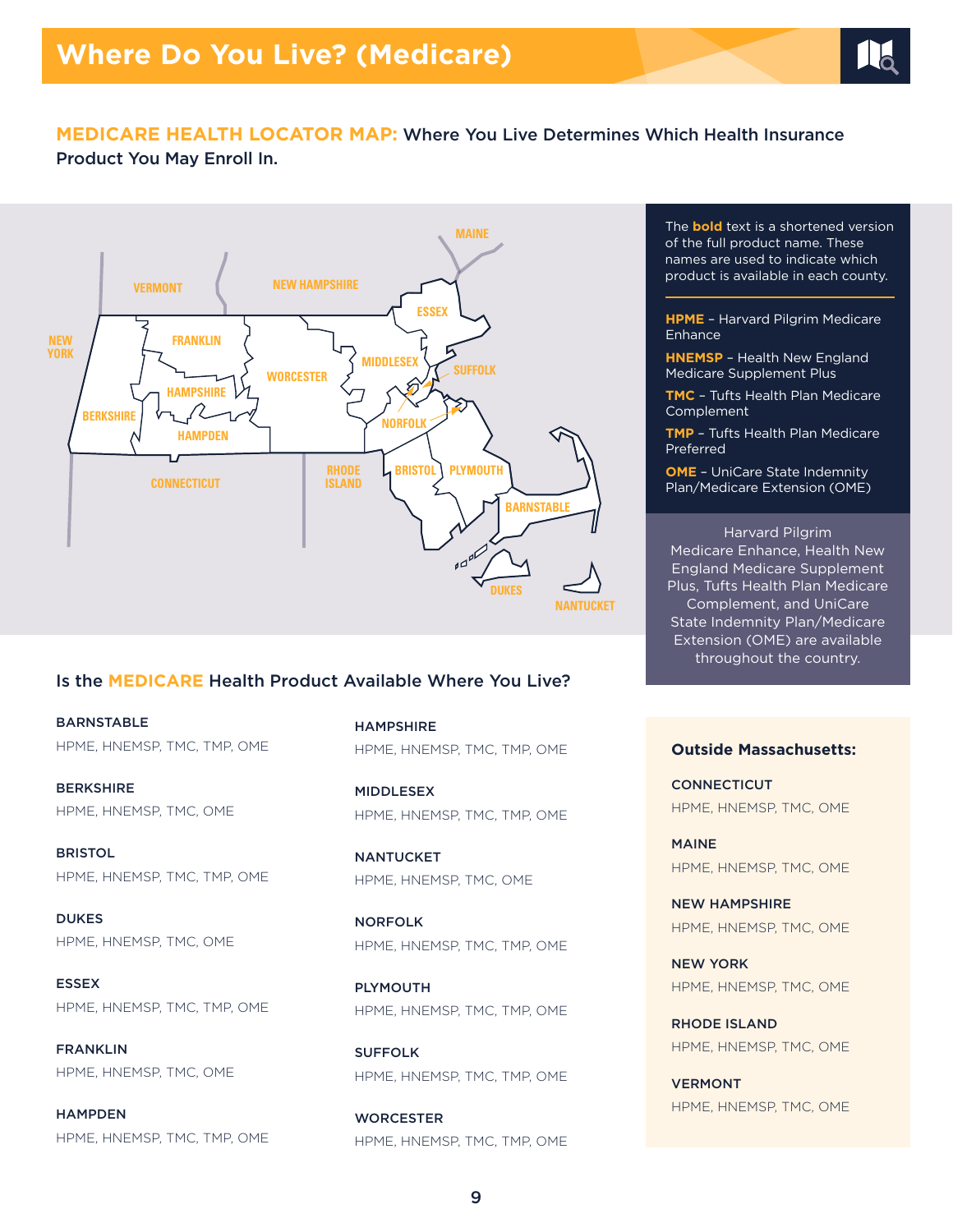# Where Do You Live? (Medicare)

**MEDICARE HEALTH LOCATOR MAP:** Where You Live Determines Which Health Insurance Product You May Enroll In.

The **bold** text is a shortened version of the full product name. These names are used to indicate which product is available in each county.

- **HPME** – Harvard Pilgrim Medicare Enhance
- **HNEMSP** – Health New England Medicare Supplement Plus
- **TMC** – Tufts Health Plan Medicare Complement
- **TMP** – Tufts Health Plan Medicare Preferred
- **OME** – UniCare State Indemnity Plan/Medicare Extension (OME)

Harvard Pilgrim Medicare Enhance, Health New England Medicare Supplement Plus, Tufts Health Plan Medicare Complement, and UniCare State Indemnity Plan/Medicare Extension (OME) are available throughout the country.

## Is the MEDICARE Health Product Available Where You Live?

**BARNSTABLE**
HPME, HNEMSP, TMC, TMP, OME

**BERKSHIRE**
HPME, HNEMSP, TMC, OME

**BRISTOL**
HPME, HNEMSP, TMC, TMP, OME

**DUKES**
HPME, HNEMSP, TMC, OME

**ESSEX**
HPME, HNEMSP, TMC, TMP, OME

**FRANKLIN**
HPME, HNEMSP, TMC, OME

**HAMPDEN**
HPME, HNEMSP, TMC, TMP, OME

**HAMPSHIRE**
HPME, HNEMSP, TMC, TMP, OME

**MIDDLESEX**
HPME, HNEMSP, TMC, TMP, OME

**NANTUCKET**
HPME, HNEMSP, TMC, OME

**NORFOLK**
HPME, HNEMSP, TMC, TMP, OME

**PLYMOUTH**
HPME, HNEMSP, TMC, TMP, OME

**SUFFOLK**
HPME, HNEMSP, TMC, TMP, OME

**WORCESTER**
HPME, HNEMSP, TMC, TMP, OME

### Outside Massachusetts:

**CONNECTICUT**
HPME, HNEMSP, TMC, OME

**MAINE**
HPME, HNEMSP, TMC, OME

**NEW HAMPSHIRE**
HPME, HNEMSP, TMC, OME

**NEW YORK**
HPME, HNEMSP, TMC, OME

**RHODE ISLAND**
HPME, HNEMSP, TMC, OME

**VERMONT**
HPME, HNEMSP, TMC, OME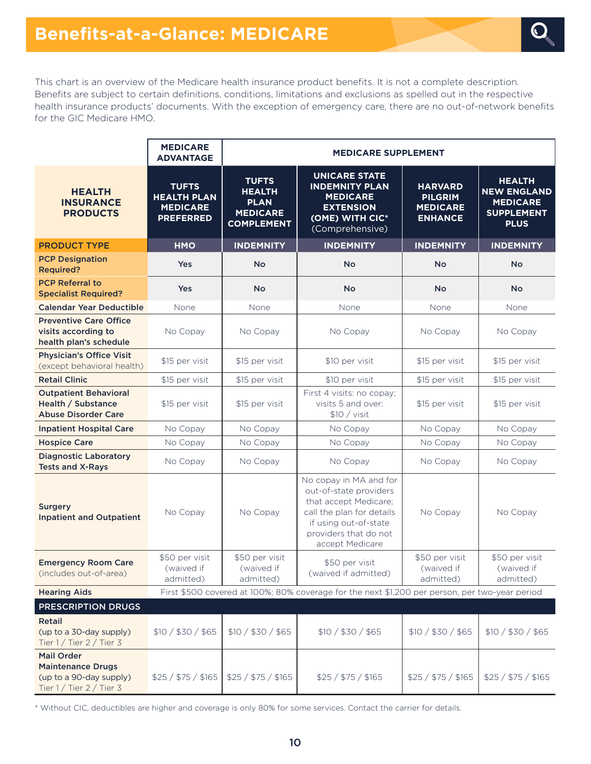# Benefits-at-a-Glance: MEDICARE

This chart is an overview of the Medicare health insurance product benefits. It is not a complete description. Benefits are subject to certain definitions, conditions, limitations and exclusions as spelled out in the respective health insurance products' documents. With the exception of emergency care, there are no out-of-network benefits for the GIC Medicare HMO.

| | MEDICARE ADVANTAGE | MEDICARE SUPPLEMENT | | | |
|---|---|---|---|---|---|
| **HEALTH INSURANCE PRODUCTS** | **TUFTS HEALTH PLAN MEDICARE PREFERRED** | **TUFTS HEALTH PLAN MEDICARE COMPLEMENT** | **UNICARE STATE INDEMNITY PLAN MEDICARE EXTENSION (OME) WITH CIC*** (Comprehensive) | **HARVARD PILGRIM MEDICARE ENHANCE** | **HEALTH NEW ENGLAND MEDICARE SUPPLEMENT PLUS** |
| **PRODUCT TYPE** | **HMO** | **INDEMNITY** | **INDEMNITY** | **INDEMNITY** | **INDEMNITY** |
| **PCP Designation Required?** | **Yes** | **No** | **No** | **No** | **No** |
| **PCP Referral to Specialist Required?** | **Yes** | **No** | **No** | **No** | **No** |
| **Calendar Year Deductible** | None | None | None | None | None |
| **Preventive Care Office visits according to health plan's schedule** | No Copay | No Copay | No Copay | No Copay | No Copay |
| **Physician's Office Visit** (except behavioral health) | $15 per visit | $15 per visit | $10 per visit | $15 per visit | $15 per visit |
| **Retail Clinic** | $15 per visit | $15 per visit | $10 per visit | $15 per visit | $15 per visit |
| **Outpatient Behavioral Health / Substance Abuse Disorder Care** | $15 per visit | $15 per visit | First 4 visits: no copay; visits 5 and over: $10 / visit | $15 per visit | $15 per visit |
| **Inpatient Hospital Care** | No Copay | No Copay | No Copay | No Copay | No Copay |
| **Hospice Care** | No Copay | No Copay | No Copay | No Copay | No Copay |
| **Diagnostic Laboratory Tests and X-Rays** | No Copay | No Copay | No Copay | No Copay | No Copay |
| **Surgery Inpatient and Outpatient** | No Copay | No Copay | No copay in MA and for out-of-state providers that accept Medicare; call the plan for details if using out-of-state providers that do not accept Medicare | No Copay | No Copay |
| **Emergency Room Care** (includes out-of-area) | $50 per visit (waived if admitted) | $50 per visit (waived if admitted) | $50 per visit (waived if admitted) | $50 per visit (waived if admitted) | $50 per visit (waived if admitted) |
| **Hearing Aids** | First $500 covered at 100%; 80% coverage for the next $1,200 per person, per two-year period | | | | |
| **PRESCRIPTION DRUGS** | | | | | |
| **Retail** (up to a 30-day supply) Tier 1 / Tier 2 / Tier 3 | $10 / $30 / $65 | $10 / $30 / $65 | $10 / $30 / $65 | $10 / $30 / $65 | $10 / $30 / $65 |
| **Mail Order Maintenance Drugs** (up to a 90-day supply) Tier 1 / Tier 2 / Tier 3 | $25 / $75 / $165 | $25 / $75 / $165 | $25 / $75 / $165 | $25 / $75 / $165 | $25 / $75 / $165 |

* Without CIC, deductibles are higher and coverage is only 80% for some services. Contact the carrier for details.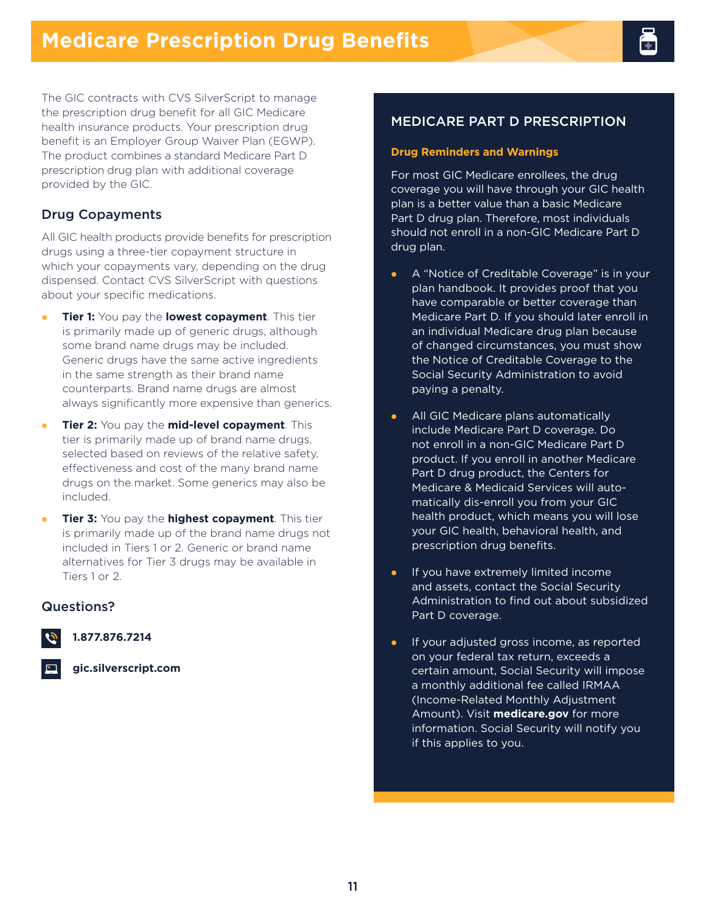# Medicare Prescription Drug Benefits

The GIC contracts with CVS SilverScript to manage the prescription drug benefit for all GIC Medicare health insurance products. Your prescription drug benefit is an Employer Group Waiver Plan (EGWP). The product combines a standard Medicare Part D prescription drug plan with additional coverage provided by the GIC.

## Drug Copayments

All GIC health products provide benefits for prescription drugs using a three-tier copayment structure in which your copayments vary, depending on the drug dispensed. Contact CVS SilverScript with questions about your specific medications.

- **Tier 1:** You pay the **lowest copayment**. This tier is primarily made up of generic drugs, although some brand name drugs may be included. Generic drugs have the same active ingredients in the same strength as their brand name counterparts. Brand name drugs are almost always significantly more expensive than generics.
- **Tier 2:** You pay the **mid-level copayment**. This tier is primarily made up of brand name drugs, selected based on reviews of the relative safety, effectiveness and cost of the many brand name drugs on the market. Some generics may also be included.
- **Tier 3:** You pay the **highest copayment**. This tier is primarily made up of the brand name drugs not included in Tiers 1 or 2. Generic or brand name alternatives for Tier 3 drugs may be available in Tiers 1 or 2.

## Questions?

**1.877.876.7214**

**gic.silverscript.com**

## MEDICARE PART D PRESCRIPTION

### Drug Reminders and Warnings

For most GIC Medicare enrollees, the drug coverage you will have through your GIC health plan is a better value than a basic Medicare Part D drug plan. Therefore, most individuals should not enroll in a non-GIC Medicare Part D drug plan.

- A "Notice of Creditable Coverage" is in your plan handbook. It provides proof that you have comparable or better coverage than Medicare Part D. If you should later enroll in an individual Medicare drug plan because of changed circumstances, you must show the Notice of Creditable Coverage to the Social Security Administration to avoid paying a penalty.
- All GIC Medicare plans automatically include Medicare Part D coverage. Do not enroll in a non-GIC Medicare Part D product. If you enroll in another Medicare Part D drug product, the Centers for Medicare & Medicaid Services will automatically dis-enroll you from your GIC health product, which means you will lose your GIC health, behavioral health, and prescription drug benefits.
- If you have extremely limited income and assets, contact the Social Security Administration to find out about subsidized Part D coverage.
- If your adjusted gross income, as reported on your federal tax return, exceeds a certain amount, Social Security will impose a monthly additional fee called IRMAA (Income-Related Monthly Adjustment Amount). Visit **medicare.gov** for more information. Social Security will notify you if this applies to you.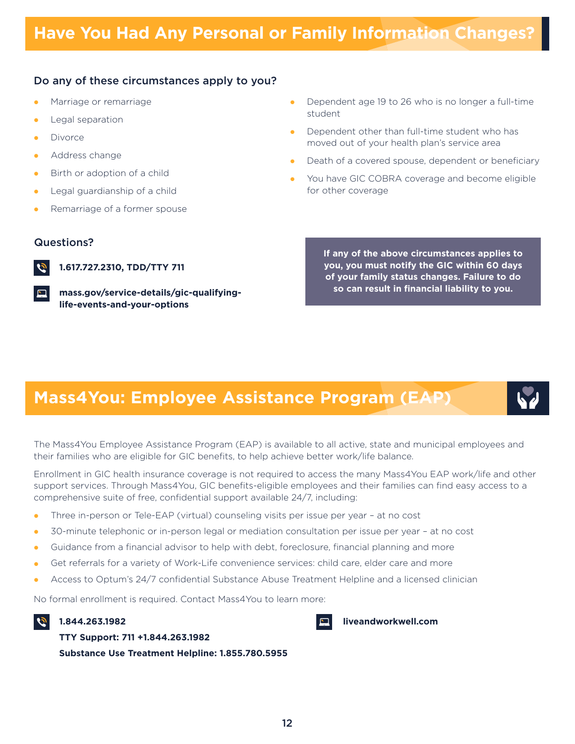## Have You Had Any Personal or Family Information Changes?

### Do any of these circumstances apply to you?

- Marriage or remarriage
- Legal separation
- Divorce
- Address change
- Birth or adoption of a child
- Legal guardianship of a child
- Remarriage of a former spouse
- Dependent age 19 to 26 who is no longer a full-time student
- Dependent other than full-time student who has moved out of your health plan's service area
- Death of a covered spouse, dependent or beneficiary
- You have GIC COBRA coverage and become eligible for other coverage

### Questions?

**1.617.727.2310, TDD/TTY 711**

**mass.gov/service-details/gic-qualifying-life-events-and-your-options**

**If any of the above circumstances applies to you, you must notify the GIC within 60 days of your family status changes. Failure to do so can result in financial liability to you.**

## Mass4You: Employee Assistance Program (EAP)

The Mass4You Employee Assistance Program (EAP) is available to all active, state and municipal employees and their families who are eligible for GIC benefits, to help achieve better work/life balance.

Enrollment in GIC health insurance coverage is not required to access the many Mass4You EAP work/life and other support services. Through Mass4You, GIC benefits-eligible employees and their families can find easy access to a comprehensive suite of free, confidential support available 24/7, including:

- Three in-person or Tele-EAP (virtual) counseling visits per issue per year – at no cost
- 30-minute telephonic or in-person legal or mediation consultation per issue per year – at no cost
- Guidance from a financial advisor to help with debt, foreclosure, financial planning and more
- Get referrals for a variety of Work-Life convenience services: child care, elder care and more
- Access to Optum's 24/7 confidential Substance Abuse Treatment Helpline and a licensed clinician

No formal enrollment is required. Contact Mass4You to learn more:

**1.844.263.1982**
**TTY Support: 711 +1.844.263.1982**
**Substance Use Treatment Helpline: 1.855.780.5955**

**liveandworkwell.com**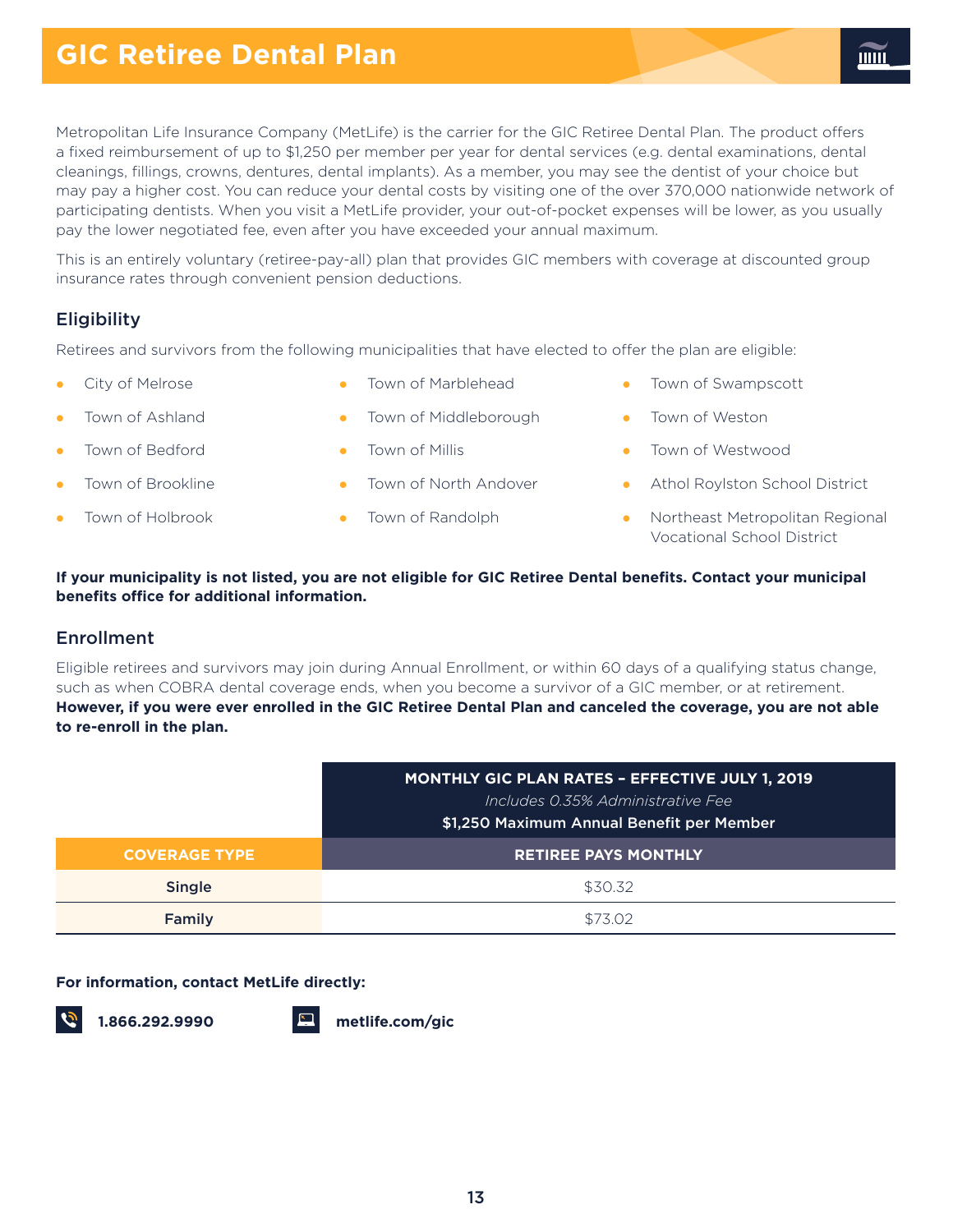# GIC Retiree Dental Plan

Metropolitan Life Insurance Company (MetLife) is the carrier for the GIC Retiree Dental Plan. The product offers a fixed reimbursement of up to $1,250 per member per year for dental services (e.g. dental examinations, dental cleanings, fillings, crowns, dentures, dental implants). As a member, you may see the dentist of your choice but may pay a higher cost. You can reduce your dental costs by visiting one of the over 370,000 nationwide network of participating dentists. When you visit a MetLife provider, your out-of-pocket expenses will be lower, as you usually pay the lower negotiated fee, even after you have exceeded your annual maximum.

This is an entirely voluntary (retiree-pay-all) plan that provides GIC members with coverage at discounted group insurance rates through convenient pension deductions.

## Eligibility

Retirees and survivors from the following municipalities that have elected to offer the plan are eligible:

- City of Melrose
- Town of Ashland
- Town of Bedford
- Town of Brookline
- Town of Holbrook
- Town of Marblehead
- Town of Middleborough
- Town of Millis
- Town of North Andover
- Town of Randolph
- Town of Swampscott
- Town of Weston
- Town of Westwood
- Athol Roylston School District
- Northeast Metropolitan Regional Vocational School District

**If your municipality is not listed, you are not eligible for GIC Retiree Dental benefits. Contact your municipal benefits office for additional information.**

## Enrollment

Eligible retirees and survivors may join during Annual Enrollment, or within 60 days of a qualifying status change, such as when COBRA dental coverage ends, when you become a survivor of a GIC member, or at retirement. **However, if you were ever enrolled in the GIC Retiree Dental Plan and canceled the coverage, you are not able to re-enroll in the plan.**

| | **MONTHLY GIC PLAN RATES – EFFECTIVE JULY 1, 2019**<br>*Includes 0.35% Administrative Fee*<br>**$1,250 Maximum Annual Benefit per Member** |
|---|---|
| **COVERAGE TYPE** | **RETIREE PAYS MONTHLY** |
| **Single** | $30.32 |
| **Family** | $73.02 |

**For information, contact MetLife directly:**

**1.866.292.9990**

**metlife.com/gic**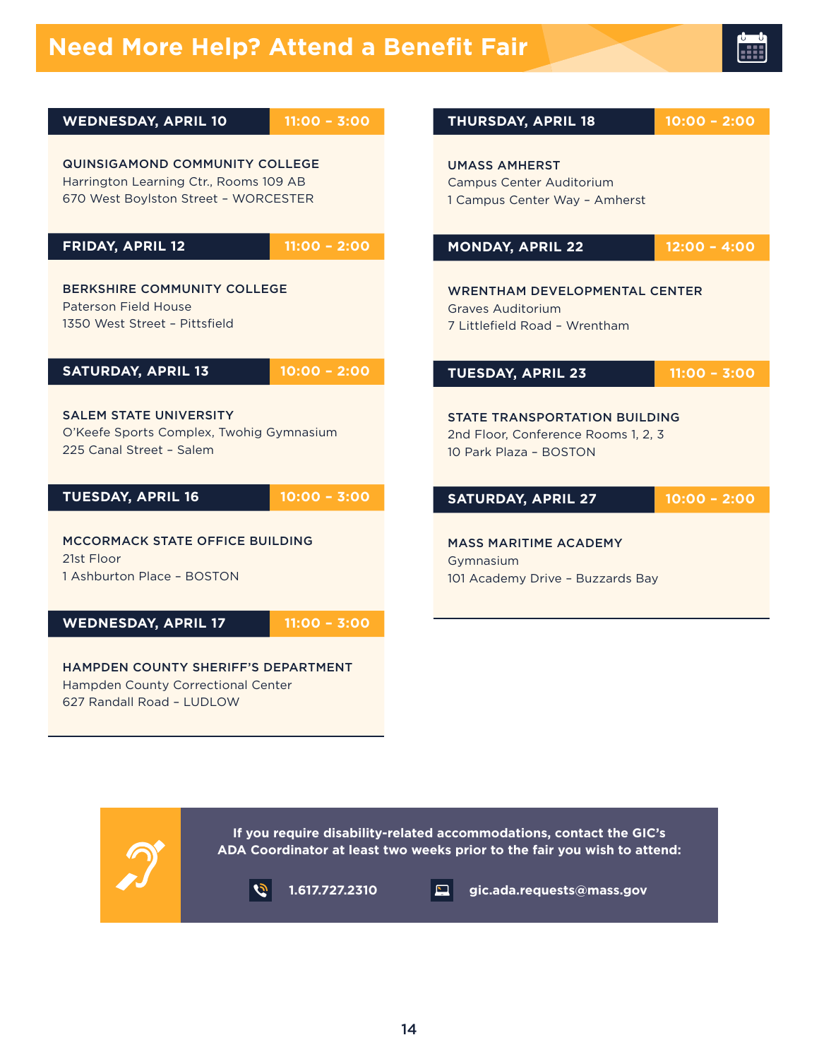# Need More Help? Attend a Benefit Fair

**WEDNESDAY, APRIL 10** | **11:00 – 3:00**

**QUINSIGAMOND COMMUNITY COLLEGE**
Harrington Learning Ctr., Rooms 109 AB
670 West Boylston Street – WORCESTER

**FRIDAY, APRIL 12** | **11:00 – 2:00**

**BERKSHIRE COMMUNITY COLLEGE**
Paterson Field House
1350 West Street – Pittsfield

**SATURDAY, APRIL 13** | **10:00 – 2:00**

**SALEM STATE UNIVERSITY**
O'Keefe Sports Complex, Twohig Gymnasium
225 Canal Street – Salem

**TUESDAY, APRIL 16** | **10:00 – 3:00**

**MCCORMACK STATE OFFICE BUILDING**
21st Floor
1 Ashburton Place – BOSTON

**WEDNESDAY, APRIL 17** | **11:00 – 3:00**

**HAMPDEN COUNTY SHERIFF'S DEPARTMENT**
Hampden County Correctional Center
627 Randall Road – LUDLOW

**THURSDAY, APRIL 18** | **10:00 – 2:00**

**UMASS AMHERST**
Campus Center Auditorium
1 Campus Center Way – Amherst

**MONDAY, APRIL 22** | **12:00 – 4:00**

**WRENTHAM DEVELOPMENTAL CENTER**
Graves Auditorium
7 Littlefield Road – Wrentham

**TUESDAY, APRIL 23** | **11:00 – 3:00**

**STATE TRANSPORTATION BUILDING**
2nd Floor, Conference Rooms 1, 2, 3
10 Park Plaza – BOSTON

**SATURDAY, APRIL 27** | **10:00 – 2:00**

**MASS MARITIME ACADEMY**
Gymnasium
101 Academy Drive – Buzzards Bay

---

**If you require disability-related accommodations, contact the GIC's ADA Coordinator at least two weeks prior to the fair you wish to attend:**

**1.617.727.2310**

**gic.ada.requests@mass.gov**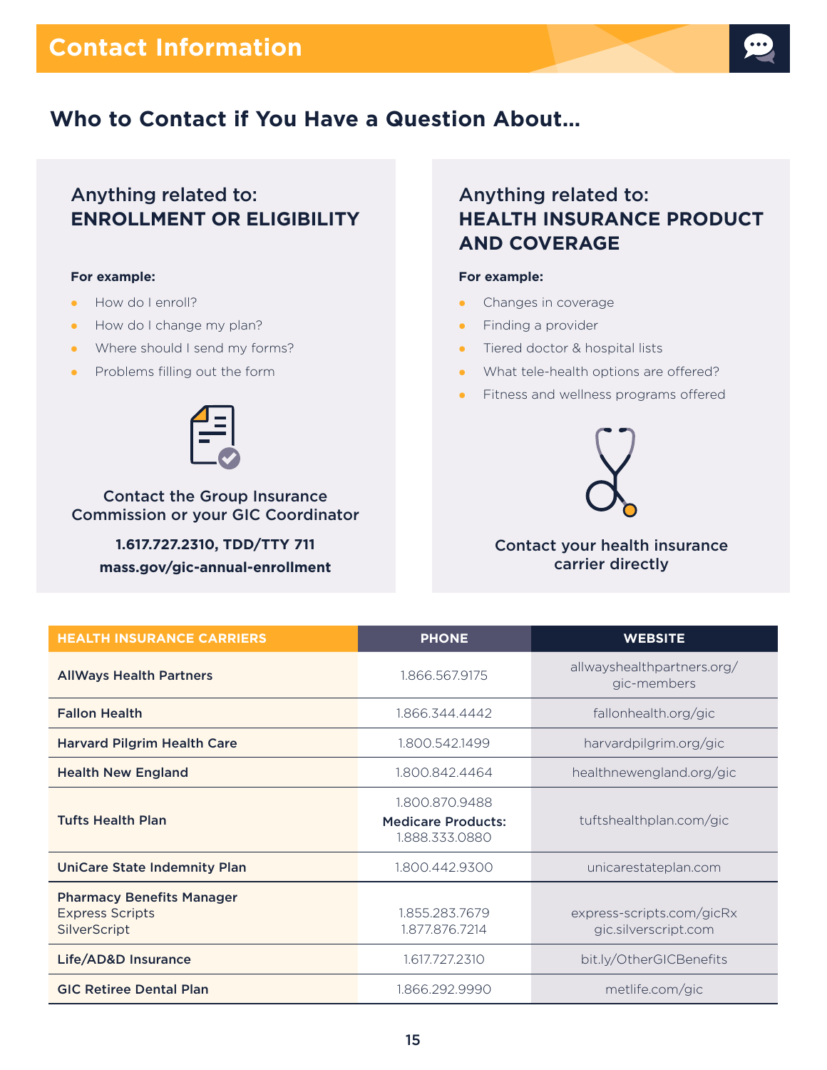# Contact Information

## Who to Contact if You Have a Question About...

### Anything related to: ENROLLMENT OR ELIGIBILITY

**For example:**

- How do I enroll?
- How do I change my plan?
- Where should I send my forms?
- Problems filling out the form

Contact the Group Insurance Commission or your GIC Coordinator

**1.617.727.2310, TDD/TTY 711**

**mass.gov/gic-annual-enrollment**

### Anything related to: HEALTH INSURANCE PRODUCT AND COVERAGE

**For example:**

- Changes in coverage
- Finding a provider
- Tiered doctor & hospital lists
- What tele-health options are offered?
- Fitness and wellness programs offered

Contact your health insurance carrier directly

| HEALTH INSURANCE CARRIERS | PHONE | WEBSITE |
|---|---|---|
| **AllWays Health Partners** | 1.866.567.9175 | allwayshealthpartners.org/gic-members |
| **Fallon Health** | 1.866.344.4442 | fallonhealth.org/gic |
| **Harvard Pilgrim Health Care** | 1.800.542.1499 | harvardpilgrim.org/gic |
| **Health New England** | 1.800.842.4464 | healthnewengland.org/gic |
| **Tufts Health Plan** | 1.800.870.9488 **Medicare Products:** 1.888.333.0880 | tuftshealthplan.com/gic |
| **UniCare State Indemnity Plan** | 1.800.442.9300 | unicarestateplan.com |
| **Pharmacy Benefits Manager** Express Scripts SilverScript | 1.855.283.7679 1.877.876.7214 | express-scripts.com/gicRx gic.silverscript.com |
| **Life/AD&D Insurance** | 1.617.727.2310 | bit.ly/OtherGICBenefits |
| **GIC Retiree Dental Plan** | 1.866.292.9990 | metlife.com/gic |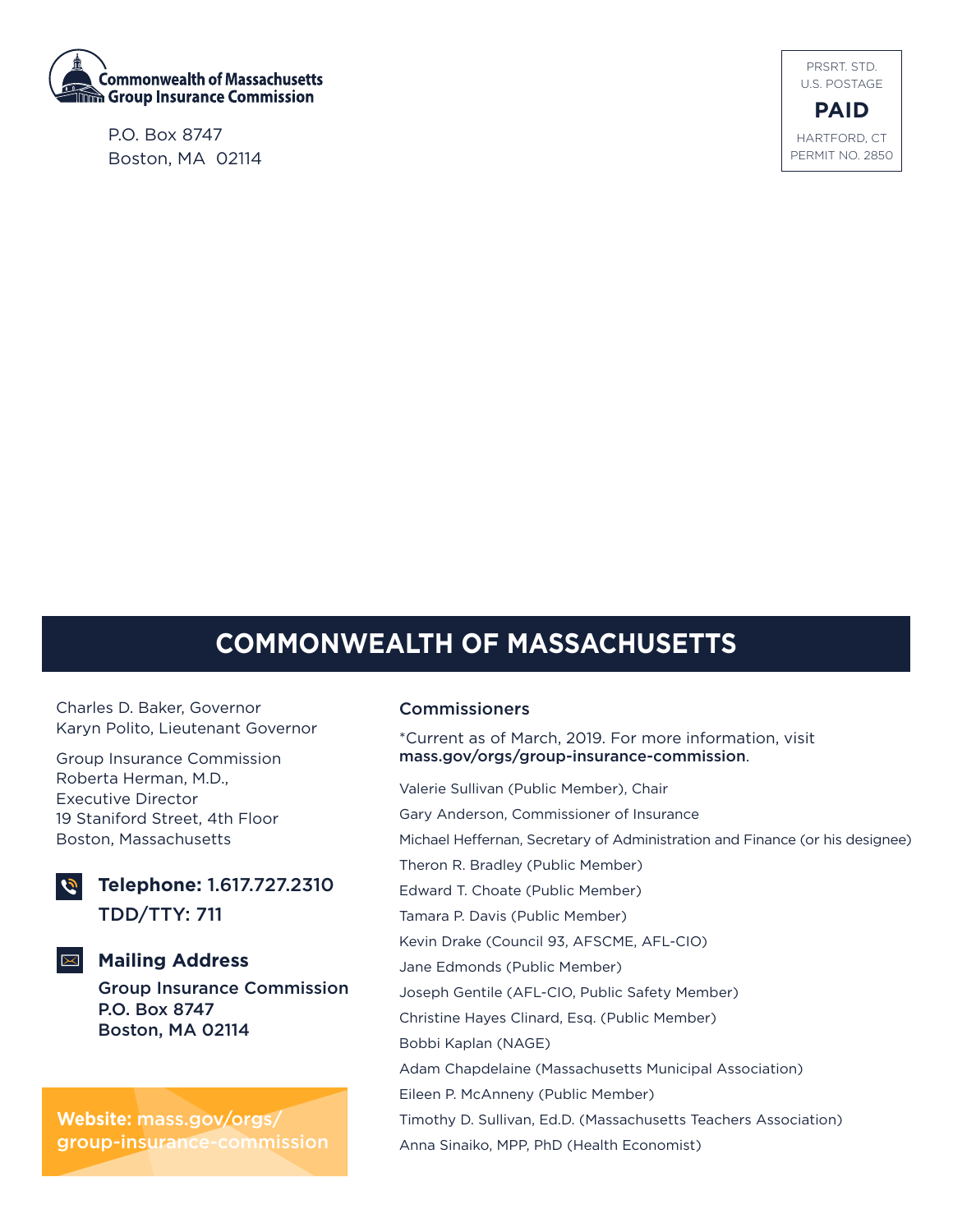Commonwealth of Massachusetts
Group Insurance Commission

P.O. Box 8747
Boston, MA 02114

PRSRT. STD.
U.S. POSTAGE
**PAID**
HARTFORD, CT
PERMIT NO. 2850

# COMMONWEALTH OF MASSACHUSETTS

Charles D. Baker, Governor
Karyn Polito, Lieutenant Governor

Group Insurance Commission
Roberta Herman, M.D.,
Executive Director
19 Staniford Street, 4th Floor
Boston, Massachusetts

**Telephone: 1.617.727.2310**
**TDD/TTY: 711**

**Mailing Address**
**Group Insurance Commission**
**P.O. Box 8747**
**Boston, MA 02114**

**Website: mass.gov/orgs/group-insurance-commission**

## Commissioners

*Current as of March, 2019. For more information, visit **mass.gov/orgs/group-insurance-commission**.

Valerie Sullivan (Public Member), Chair
Gary Anderson, Commissioner of Insurance
Michael Heffernan, Secretary of Administration and Finance (or his designee)
Theron R. Bradley (Public Member)
Edward T. Choate (Public Member)
Tamara P. Davis (Public Member)
Kevin Drake (Council 93, AFSCME, AFL-CIO)
Jane Edmonds (Public Member)
Joseph Gentile (AFL-CIO, Public Safety Member)
Christine Hayes Clinard, Esq. (Public Member)
Bobbi Kaplan (NAGE)
Adam Chapdelaine (Massachusetts Municipal Association)
Eileen P. McAnneny (Public Member)
Timothy D. Sullivan, Ed.D. (Massachusetts Teachers Association)
Anna Sinaiko, MPP, PhD (Health Economist)